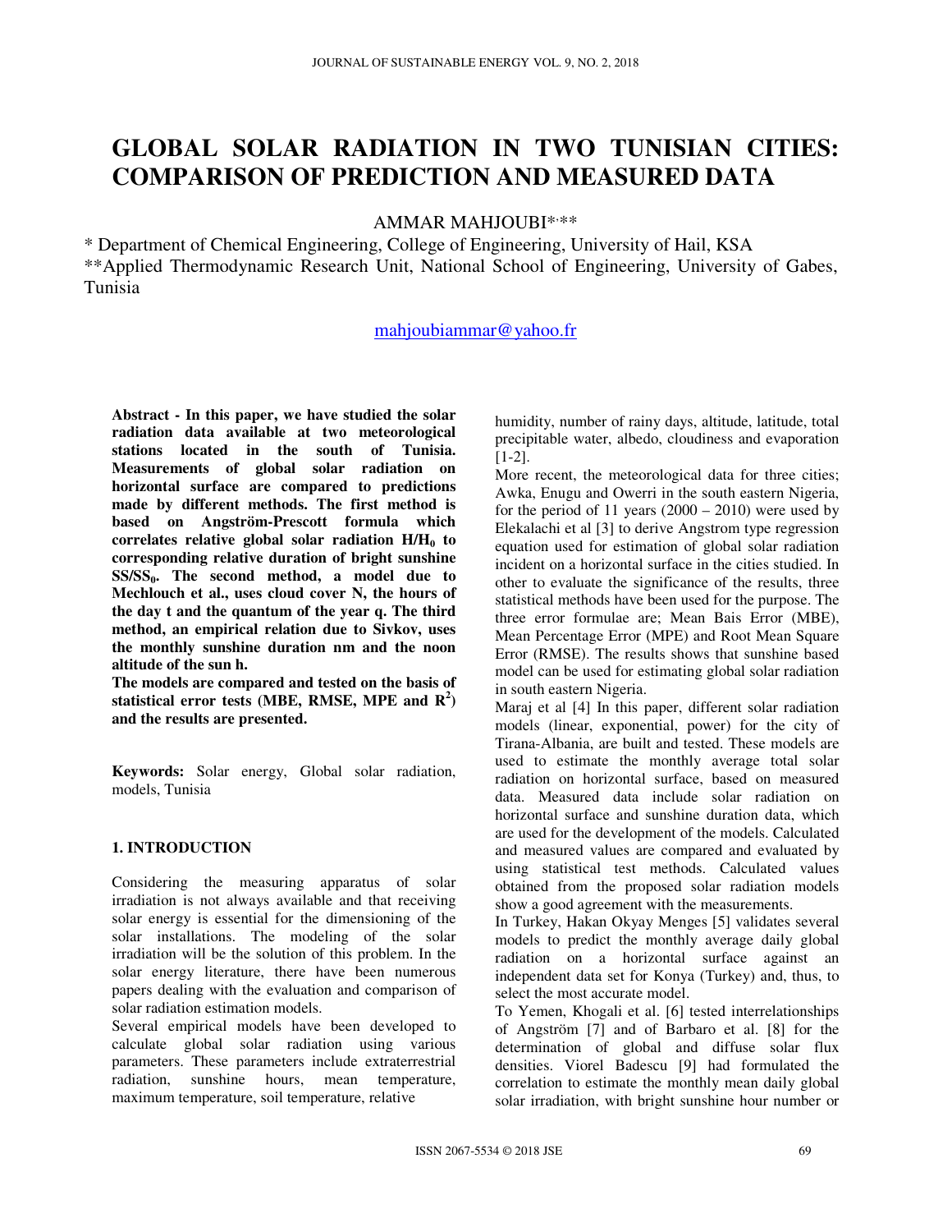# GLOBAL SOLAR RADIATION IN TWO TUNISIAN CITIES: COMPARISON OF PREDICTION AND MEASURED DATA

AMMAR MAHJOUBI*,**

\* Department of Chemical Engineering, College of Engineering, University of Hail, KSA

\*\*Applied Thermodynamic Research Unit, National School of Engineering, University of Gabes, Tunisia

mahjoubiammar@yahoo.fr

**Abstract - In this paper, we have studied the solar radiation data available at two meteorological stations located in the south of Tunisia. Measurements of global solar radiation on horizontal surface are compared to predictions made by different methods. The first method is based on Angström-Prescott formula which correlates relative global solar radiation $H/H_0$ to corresponding relative duration of bright sunshine $SS/SS_0$. The second method, a model due to Mechlouch et al., uses cloud cover N, the hours of the day t and the quantum of the year q. The third method, an empirical relation due to Sivkov, uses the monthly sunshine duration nm and the noon altitude of the sun h.**

**The models are compared and tested on the basis of statistical error tests (MBE, RMSE, MPE and $R^2$) and the results are presented.**

**Keywords:** Solar energy, Global solar radiation, models, Tunisia

## 1. INTRODUCTION

Considering the measuring apparatus of solar irradiation is not always available and that receiving solar energy is essential for the dimensioning of the solar installations. The modeling of the solar irradiation will be the solution of this problem. In the solar energy literature, there have been numerous papers dealing with the evaluation and comparison of solar radiation estimation models.

Several empirical models have been developed to calculate global solar radiation using various parameters. These parameters include extraterrestrial radiation, sunshine hours, mean temperature, maximum temperature, soil temperature, relative humidity, number of rainy days, altitude, latitude, total precipitable water, albedo, cloudiness and evaporation [1-2].

More recent, the meteorological data for three cities; Awka, Enugu and Owerri in the south eastern Nigeria, for the period of 11 years (2000 – 2010) were used by Elekalachi et al [3] to derive Angstrom type regression equation used for estimation of global solar radiation incident on a horizontal surface in the cities studied. In other to evaluate the significance of the results, three statistical methods have been used for the purpose. The three error formulae are; Mean Bais Error (MBE), Mean Percentage Error (MPE) and Root Mean Square Error (RMSE). The results shows that sunshine based model can be used for estimating global solar radiation in south eastern Nigeria.

Maraj et al [4] In this paper, different solar radiation models (linear, exponential, power) for the city of Tirana-Albania, are built and tested. These models are used to estimate the monthly average total solar radiation on horizontal surface, based on measured data. Measured data include solar radiation on horizontal surface and sunshine duration data, which are used for the development of the models. Calculated and measured values are compared and evaluated by using statistical test methods. Calculated values obtained from the proposed solar radiation models show a good agreement with the measurements.

In Turkey, Hakan Okyay Menges [5] validates several models to predict the monthly average daily global radiation on a horizontal surface against an independent data set for Konya (Turkey) and, thus, to select the most accurate model.

To Yemen, Khogali et al. [6] tested interrelationships of Angström [7] and of Barbaro et al. [8] for the determination of global and diffuse solar flux densities. Viorel Badescu [9] had formulated the correlation to estimate the monthly mean daily global solar irradiation, with bright sunshine hour number or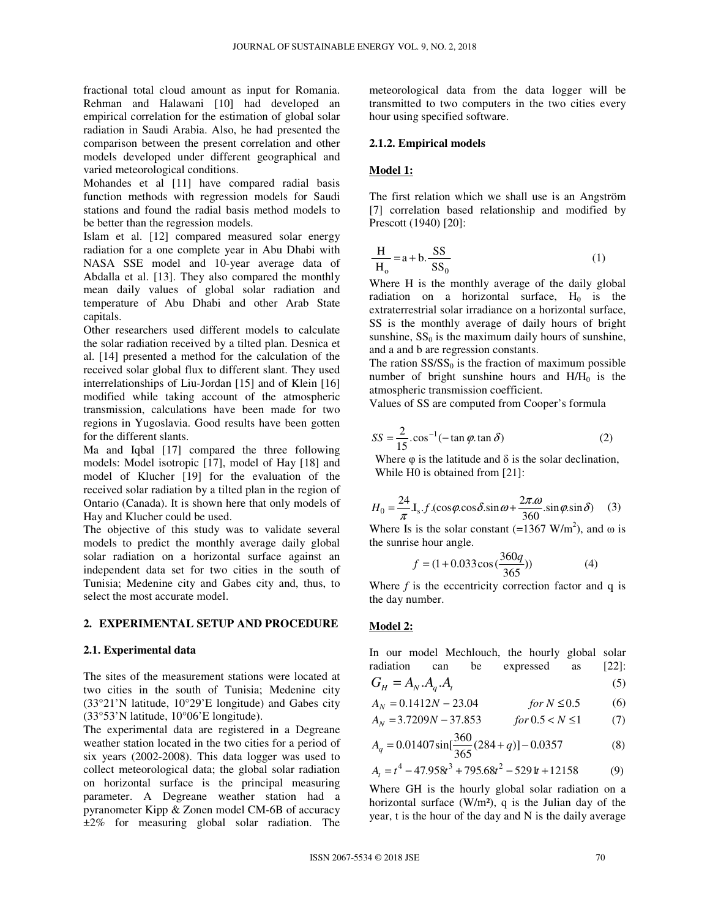fractional total cloud amount as input for Romania. Rehman and Halawani [10] had developed an empirical correlation for the estimation of global solar radiation in Saudi Arabia. Also, he had presented the comparison between the present correlation and other models developed under different geographical and varied meteorological conditions.

Mohandes et al [11] have compared radial basis function methods with regression models for Saudi stations and found the radial basis method models to be better than the regression models.

Islam et al. [12] compared measured solar energy radiation for a one complete year in Abu Dhabi with NASA SSE model and 10-year average data of Abdalla et al. [13]. They also compared the monthly mean daily values of global solar radiation and temperature of Abu Dhabi and other Arab State capitals.

Other researchers used different models to calculate the solar radiation received by a tilted plan. Desnica et al. [14] presented a method for the calculation of the received solar global flux to different slant. They used interrelationships of Liu-Jordan [15] and of Klein [16] modified while taking account of the atmospheric transmission, calculations have been made for two regions in Yugoslavia. Good results have been gotten for the different slants.

Ma and Iqbal [17] compared the three following models: Model isotropic [17], model of Hay [18] and model of Klucher [19] for the evaluation of the received solar radiation by a tilted plan in the region of Ontario (Canada). It is shown here that only models of Hay and Klucher could be used.

The objective of this study was to validate several models to predict the monthly average daily global solar radiation on a horizontal surface against an independent data set for two cities in the south of Tunisia; Medenine city and Gabes city and, thus, to select the most accurate model.

## 2. EXPERIMENTAL SETUP AND PROCEDURE

### 2.1. Experimental data

The sites of the measurement stations were located at two cities in the south of Tunisia; Medenine city (33°21'N latitude, 10°29'E longitude) and Gabes city (33°53'N latitude, 10°06'E longitude).

The experimental data are registered in a Degreane weather station located in the two cities for a period of six years (2002-2008). This data logger was used to collect meteorological data; the global solar radiation on horizontal surface is the principal measuring parameter. A Degreane weather station had a pyranometer Kipp & Zonen model CM-6B of accuracy ±2% for measuring global solar radiation. The meteorological data from the data logger will be transmitted to two computers in the two cities every hour using specified software.

#### 2.1.2. Empirical models

**Model 1:**

The first relation which we shall use is an Angström [7] correlation based relationship and modified by Prescott (1940) [20]:

$$\frac{H}{H_o} = a + b.\frac{SS}{SS_0} \tag{1}$$

Where H is the monthly average of the daily global radiation on a horizontal surface, $H_0$ is the extraterrestrial solar irradiance on a horizontal surface, SS is the monthly average of daily hours of bright sunshine, $SS_0$ is the maximum daily hours of sunshine, and a and b are regression constants.

The ration $SS/SS_0$ is the fraction of maximum possible number of bright sunshine hours and $H/H_0$ is the atmospheric transmission coefficient.

Values of SS are computed from Cooper's formula

$$SS = \frac{2}{15}.\cos^{-1}(-\tan\varphi.\tan\delta) \tag{2}$$

Where φ is the latitude and δ is the solar declination, While H0 is obtained from [21]:

$$H_0 = \frac{24}{\pi}.I_s.f.(\cos\varphi.\cos\delta.\sin\omega + \frac{2\pi.\omega}{360}.\sin\varphi.\sin\delta) \tag{3}$$

Where Is is the solar constant (=1367 W/m$^2$), and ω is the sunrise hour angle.

$$f = (1 + 0.033\cos(\frac{360q}{365})) \tag{4}$$

Where $f$ is the eccentricity correction factor and q is the day number.

**Model 2:**

In our model Mechlouch, the hourly global solar radiation can be expressed as [22]:

$$G_H = A_N.A_q.A_t \tag{5}$$

$$A_N = 0.1412N - 23.04 \qquad for\ N \le 0.5 \tag{6}$$

$$A_N = 3.7209N - 37.853 \qquad for\ 0.5 < N \le 1 \tag{7}$$

$$A_q = 0.01407\sin[\frac{360}{365}(284 + q)] - 0.0357 \tag{8}$$

$$A_t = t^4 - 47.958t^3 + 795.68t^2 - 5291t + 12158 \tag{9}$$

Where GH is the hourly global solar radiation on a horizontal surface (W/m²), q is the Julian day of the year, t is the hour of the day and N is the daily average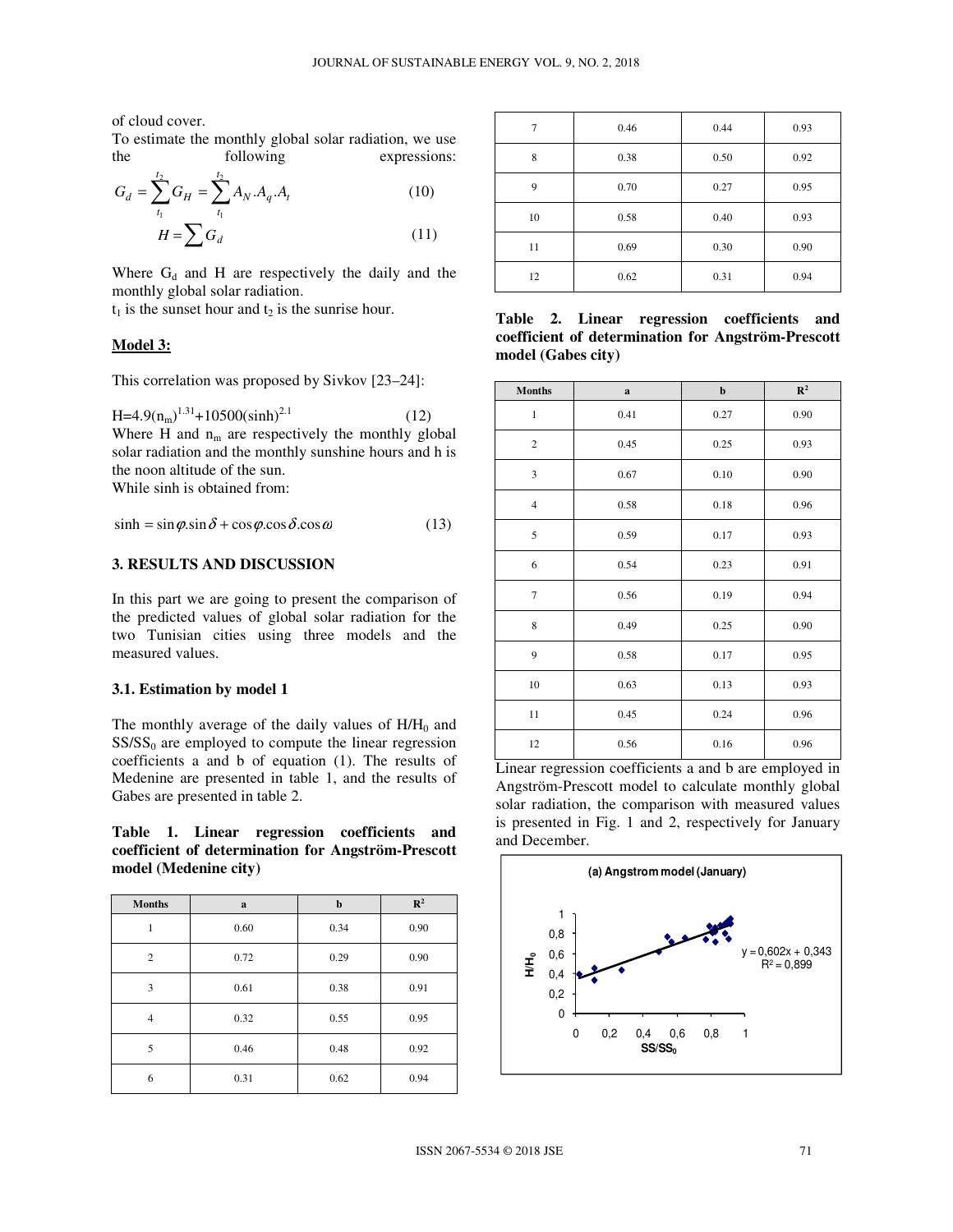of cloud cover.

To estimate the monthly global solar radiation, we use the following expressions:

$$G_d = \sum_{t_1}^{t_2} G_H = \sum_{t_1}^{t_2} A_N . A_q . A_t \quad (10)$$

$$H = \sum G_d \quad (11)$$

Where $G_d$ and H are respectively the daily and the monthly global solar radiation.

$t_1$ is the sunset hour and $t_2$ is the sunrise hour.

**Model 3:**

This correlation was proposed by Sivkov [23–24]:

$$H = 4.9(n_m)^{1.31} + 10500(\sinh)^{2.1} \quad (12)$$

Where H and $n_m$ are respectively the monthly global solar radiation and the monthly sunshine hours and h is the noon altitude of the sun.

While sinh is obtained from:

$$\sinh = \sin\varphi.\sin\delta + \cos\varphi.\cos\delta.\cos\omega \quad (13)$$

## 3. RESULTS AND DISCUSSION

In this part we are going to present the comparison of the predicted values of global solar radiation for the two Tunisian cities using three models and the measured values.

### 3.1. Estimation by model 1

The monthly average of the daily values of $H/H_0$ and $SS/SS_0$ are employed to compute the linear regression coefficients a and b of equation (1). The results of Medenine are presented in table 1, and the results of Gabes are presented in table 2.

**Table 1. Linear regression coefficients and coefficient of determination for Angström-Prescott model (Medenine city)**

| Months | a | b | $R^2$ |
|---|---|---|---|
| 1 | 0.60 | 0.34 | 0.90 |
| 2 | 0.72 | 0.29 | 0.90 |
| 3 | 0.61 | 0.38 | 0.91 |
| 4 | 0.32 | 0.55 | 0.95 |
| 5 | 0.46 | 0.48 | 0.92 |
| 6 | 0.31 | 0.62 | 0.94 |
| 7 | 0.46 | 0.44 | 0.93 |
| 8 | 0.38 | 0.50 | 0.92 |
| 9 | 0.70 | 0.27 | 0.95 |
| 10 | 0.58 | 0.40 | 0.93 |
| 11 | 0.69 | 0.30 | 0.90 |
| 12 | 0.62 | 0.31 | 0.94 |

**Table 2. Linear regression coefficients and coefficient of determination for Angström-Prescott model (Gabes city)**

| Months | a | b | $R^2$ |
|---|---|---|---|
| 1 | 0.41 | 0.27 | 0.90 |
| 2 | 0.45 | 0.25 | 0.93 |
| 3 | 0.67 | 0.10 | 0.90 |
| 4 | 0.58 | 0.18 | 0.96 |
| 5 | 0.59 | 0.17 | 0.93 |
| 6 | 0.54 | 0.23 | 0.91 |
| 7 | 0.56 | 0.19 | 0.94 |
| 8 | 0.49 | 0.25 | 0.90 |
| 9 | 0.58 | 0.17 | 0.95 |
| 10 | 0.63 | 0.13 | 0.93 |
| 11 | 0.45 | 0.24 | 0.96 |
| 12 | 0.56 | 0.16 | 0.96 |

Linear regression coefficients a and b are employed in Angström-Prescott model to calculate monthly global solar radiation, the comparison with measured values is presented in Fig. 1 and 2, respectively for January and December.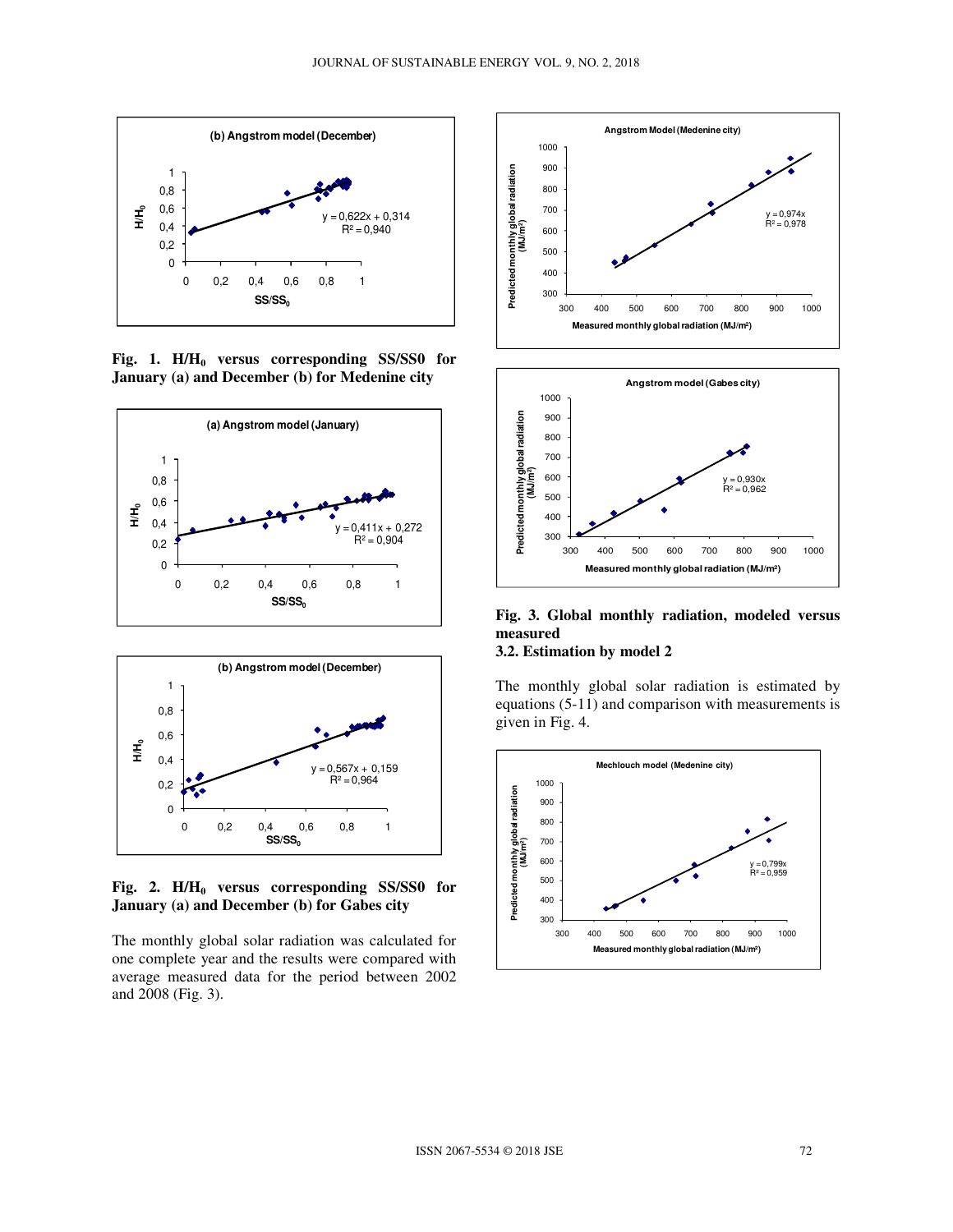**Fig. 1. $H/H_0$ versus corresponding SS/SS0 for January (a) and December (b) for Medenine city**

**Fig. 2. $H/H_0$ versus corresponding SS/SS0 for January (a) and December (b) for Gabes city**

The monthly global solar radiation was calculated for one complete year and the results were compared with average measured data for the period between 2002 and 2008 (Fig. 3).

**Fig. 3. Global monthly radiation, modeled versus measured**

### 3.2. Estimation by model 2

The monthly global solar radiation is estimated by equations (5-11) and comparison with measurements is given in Fig. 4.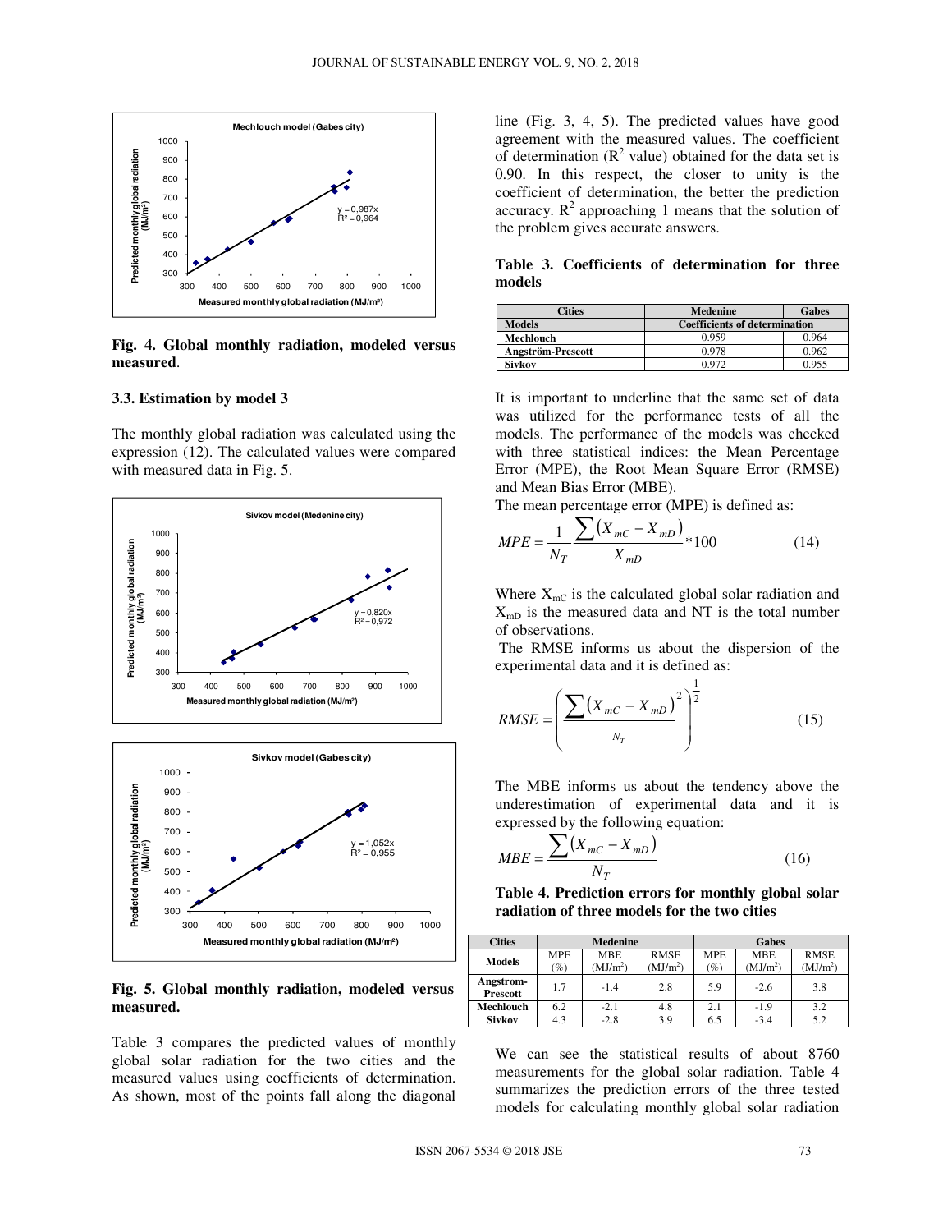Fig. 4. **Global monthly radiation, modeled versus measured**.

### 3.3. Estimation by model 3

The monthly global radiation was calculated using the expression (12). The calculated values were compared with measured data in Fig. 5.

**Fig. 5. Global monthly radiation, modeled versus measured.**

Table 3 compares the predicted values of monthly global solar radiation for the two cities and the measured values using coefficients of determination. As shown, most of the points fall along the diagonal line (Fig. 3, 4, 5). The predicted values have good agreement with the measured values. The coefficient of determination ($R^2$ value) obtained for the data set is 0.90. In this respect, the closer to unity is the coefficient of determination, the better the prediction accuracy. $R^2$ approaching 1 means that the solution of the problem gives accurate answers.

**Table 3. Coefficients of determination for three models**

| Cities | Medenine | Gabes |
|---|---|---|
| **Models** | **Coefficients of determination** | |
| **Mechlouch** | 0.959 | 0.964 |
| **Angström-Prescott** | 0.978 | 0.962 |
| **Sivkov** | 0.972 | 0.955 |

It is important to underline that the same set of data was utilized for the performance tests of all the models. The performance of the models was checked with three statistical indices: the Mean Percentage Error (MPE), the Root Mean Square Error (RMSE) and Mean Bias Error (MBE).

The mean percentage error (MPE) is defined as:

$$MPE = \frac{1}{N_T} \frac{\sum \left( X_{mC} - X_{mD} \right)}{X_{mD}} * 100 \tag{14}$$

Where $X_{mC}$ is the calculated global solar radiation and $X_{mD}$ is the measured data and NT is the total number of observations.

The RMSE informs us about the dispersion of the experimental data and it is defined as:

$$RMSE = \left( \frac{\sum \left( X_{mC} - X_{mD} \right)^2}{N_T} \right)^{\frac{1}{2}} \tag{15}$$

The MBE informs us about the tendency above the underestimation of experimental data and it is expressed by the following equation:

$$MBE = \frac{\sum \left( X_{mC} - X_{mD} \right)}{N_T} \tag{16}$$

**Table 4. Prediction errors for monthly global solar radiation of three models for the two cities**

| Cities | Medenine | | | Gabes | | |
|---|---|---|---|---|---|---|
| **Models** | MPE (%) | MBE (MJ/m$^2$) | RMSE (MJ/m$^2$) | MPE (%) | MBE (MJ/m$^2$) | RMSE (MJ/m$^2$) |
| **Angstrom-Prescott** | 1.7 | -1.4 | 2.8 | 5.9 | -2.6 | 3.8 |
| **Mechlouch** | 6.2 | -2.1 | 4.8 | 2.1 | -1.9 | 3.2 |
| **Sivkov** | 4.3 | -2.8 | 3.9 | 6.5 | -3.4 | 5.2 |

We can see the statistical results of about 8760 measurements for the global solar radiation. Table 4 summarizes the prediction errors of the three tested models for calculating monthly global solar radiation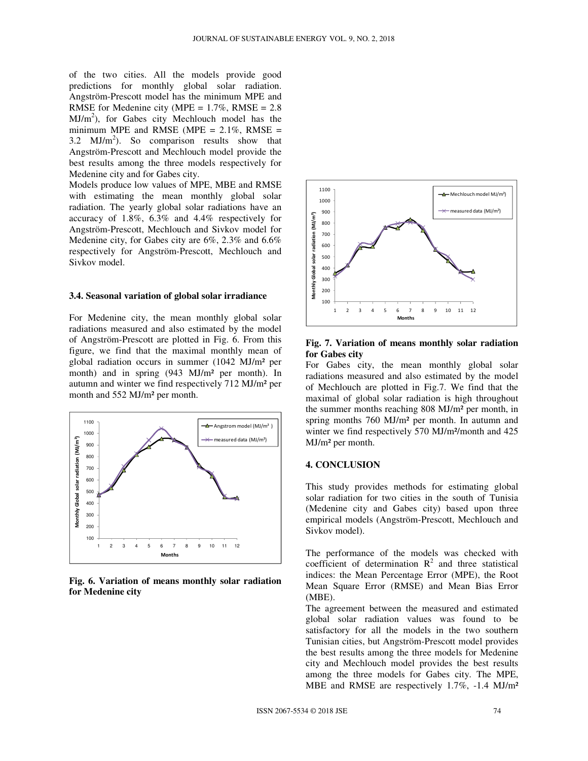of the two cities. All the models provide good predictions for monthly global solar radiation. Angström-Prescott model has the minimum MPE and RMSE for Medenine city (MPE = 1.7%, RMSE = 2.8 $MJ/m^2$), for Gabes city Mechlouch model has the minimum MPE and RMSE (MPE = 2.1%, RMSE = 3.2 $MJ/m^2$). So comparison results show that Angström-Prescott and Mechlouch model provide the best results among the three models respectively for Medenine city and for Gabes city.

Models produce low values of MPE, MBE and RMSE with estimating the mean monthly global solar radiation. The yearly global solar radiations have an accuracy of 1.8%, 6.3% and 4.4% respectively for Angström-Prescott, Mechlouch and Sivkov model for Medenine city, for Gabes city are 6%, 2.3% and 6.6% respectively for Angström-Prescott, Mechlouch and Sivkov model.

### 3.4. Seasonal variation of global solar irradiance

For Medenine city, the mean monthly global solar radiations measured and also estimated by the model of Angström-Prescott are plotted in Fig. 6. From this figure, we find that the maximal monthly mean of global radiation occurs in summer (1042 MJ/m² per month) and in spring (943 MJ/m² per month). In autumn and winter we find respectively 712 MJ/m² per month and 552 MJ/m² per month.

**Fig. 6. Variation of means monthly solar radiation for Medenine city**

**Fig. 7. Variation of means monthly solar radiation for Gabes city**

For Gabes city, the mean monthly global solar radiations measured and also estimated by the model of Mechlouch are plotted in Fig.7. We find that the maximal of global solar radiation is high throughout the summer months reaching 808 MJ/m² per month, in spring months 760 MJ/m² per month. In autumn and winter we find respectively 570 MJ/m²/month and 425 MJ/m² per month.

## 4. CONCLUSION

This study provides methods for estimating global solar radiation for two cities in the south of Tunisia (Medenine city and Gabes city) based upon three empirical models (Angström-Prescott, Mechlouch and Sivkov model).

The performance of the models was checked with coefficient of determination $R^2$ and three statistical indices: the Mean Percentage Error (MPE), the Root Mean Square Error (RMSE) and Mean Bias Error (MBE).

The agreement between the measured and estimated global solar radiation values was found to be satisfactory for all the models in the two southern Tunisian cities, but Angström-Prescott model provides the best results among the three models for Medenine city and Mechlouch model provides the best results among the three models for Gabes city. The MPE, MBE and RMSE are respectively 1.7%, -1.4 MJ/m²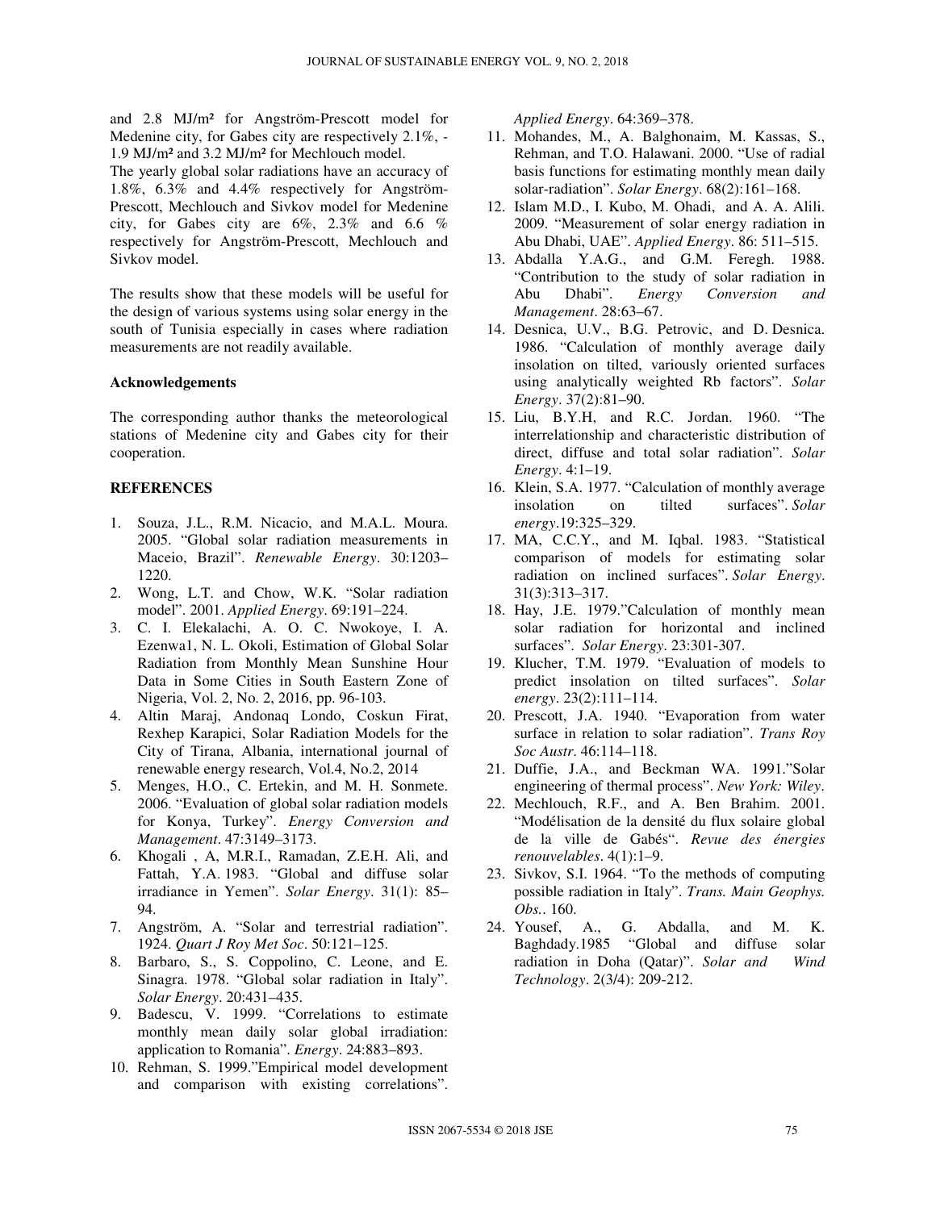and 2.8 MJ/m² for Angström-Prescott model for Medenine city, for Gabes city are respectively 2.1%, -1.9 MJ/m² and 3.2 MJ/m² for Mechlouch model.

The yearly global solar radiations have an accuracy of 1.8%, 6.3% and 4.4% respectively for Angström-Prescott, Mechlouch and Sivkov model for Medenine city, for Gabes city are 6%, 2.3% and 6.6 % respectively for Angström-Prescott, Mechlouch and Sivkov model.

The results show that these models will be useful for the design of various systems using solar energy in the south of Tunisia especially in cases where radiation measurements are not readily available.

### Acknowledgements

The corresponding author thanks the meteorological stations of Medenine city and Gabes city for their cooperation.

### REFERENCES

1. Souza, J.L., R.M. Nicacio, and M.A.L. Moura. 2005. "Global solar radiation measurements in Maceio, Brazil". *Renewable Energy*. 30:1203–1220.
2. Wong, L.T. and Chow, W.K. "Solar radiation model". 2001. *Applied Energy*. 69:191–224.
3. C. I. Elekalachi, A. O. C. Nwokoye, I. A. Ezenwa1, N. L. Okoli, Estimation of Global Solar Radiation from Monthly Mean Sunshine Hour Data in Some Cities in South Eastern Zone of Nigeria, Vol. 2, No. 2, 2016, pp. 96-103.
4. Altin Maraj, Andonaq Londo, Coskun Firat, Rexhep Karapici, Solar Radiation Models for the City of Tirana, Albania, international journal of renewable energy research, Vol.4, No.2, 2014
5. Menges, H.O., C. Ertekin, and M. H. Sonmete. 2006. "Evaluation of global solar radiation models for Konya, Turkey". *Energy Conversion and Management*. 47:3149–3173.
6. Khogali , A, M.R.I., Ramadan, Z.E.H. Ali, and Fattah, Y.A. 1983. "Global and diffuse solar irradiance in Yemen". *Solar Energy*. 31(1): 85–94.
7. Angström, A. "Solar and terrestrial radiation". 1924. *Quart J Roy Met Soc*. 50:121–125.
8. Barbaro, S., S. Coppolino, C. Leone, and E. Sinagra. 1978. "Global solar radiation in Italy". *Solar Energy*. 20:431–435.
9. Badescu, V. 1999. "Correlations to estimate monthly mean daily solar global irradiation: application to Romania". *Energy*. 24:883–893.
10. Rehman, S. 1999."Empirical model development and comparison with existing correlations". *Applied Energy*. 64:369–378.
11. Mohandes, M., A. Balghonaim, M. Kassas, S., Rehman, and T.O. Halawani. 2000. "Use of radial basis functions for estimating monthly mean daily solar-radiation". *Solar Energy*. 68(2):161–168.
12. Islam M.D., I. Kubo, M. Ohadi, and A. A. Alili. 2009. "Measurement of solar energy radiation in Abu Dhabi, UAE". *Applied Energy*. 86: 511–515.
13. Abdalla Y.A.G., and G.M. Feregh. 1988. "Contribution to the study of solar radiation in Abu Dhabi". *Energy Conversion and Management*. 28:63–67.
14. Desnica, U.V., B.G. Petrovic, and D. Desnica. 1986. "Calculation of monthly average daily insolation on tilted, variously oriented surfaces using analytically weighted Rb factors". *Solar Energy*. 37(2):81–90.
15. Liu, B.Y.H, and R.C. Jordan. 1960. "The interrelationship and characteristic distribution of direct, diffuse and total solar radiation". *Solar Energy*. 4:1–19.
16. Klein, S.A. 1977. "Calculation of monthly average insolation on tilted surfaces". *Solar energy*.19:325–329.
17. MA, C.C.Y., and M. Iqbal. 1983. "Statistical comparison of models for estimating solar radiation on inclined surfaces". *Solar Energy*. 31(3):313–317.
18. Hay, J.E. 1979."Calculation of monthly mean solar radiation for horizontal and inclined surfaces". *Solar Energy*. 23:301-307.
19. Klucher, T.M. 1979. "Evaluation of models to predict insolation on tilted surfaces". *Solar energy*. 23(2):111–114.
20. Prescott, J.A. 1940. "Evaporation from water surface in relation to solar radiation". *Trans Roy Soc Austr*. 46:114–118.
21. Duffie, J.A., and Beckman WA. 1991."Solar engineering of thermal process". *New York: Wiley*.
22. Mechlouch, R.F., and A. Ben Brahim. 2001. "Modélisation de la densité du flux solaire global de la ville de Gabés". *Revue des énergies renouvelables*. 4(1):1–9.
23. Sivkov, S.I. 1964. "To the methods of computing possible radiation in Italy". *Trans. Main Geophys. Obs.*. 160.
24. Yousef, A., G. Abdalla, and M. K. Baghdady.1985 "Global and diffuse solar radiation in Doha (Qatar)". *Solar and Wind Technology*. 2(3/4): 209-212.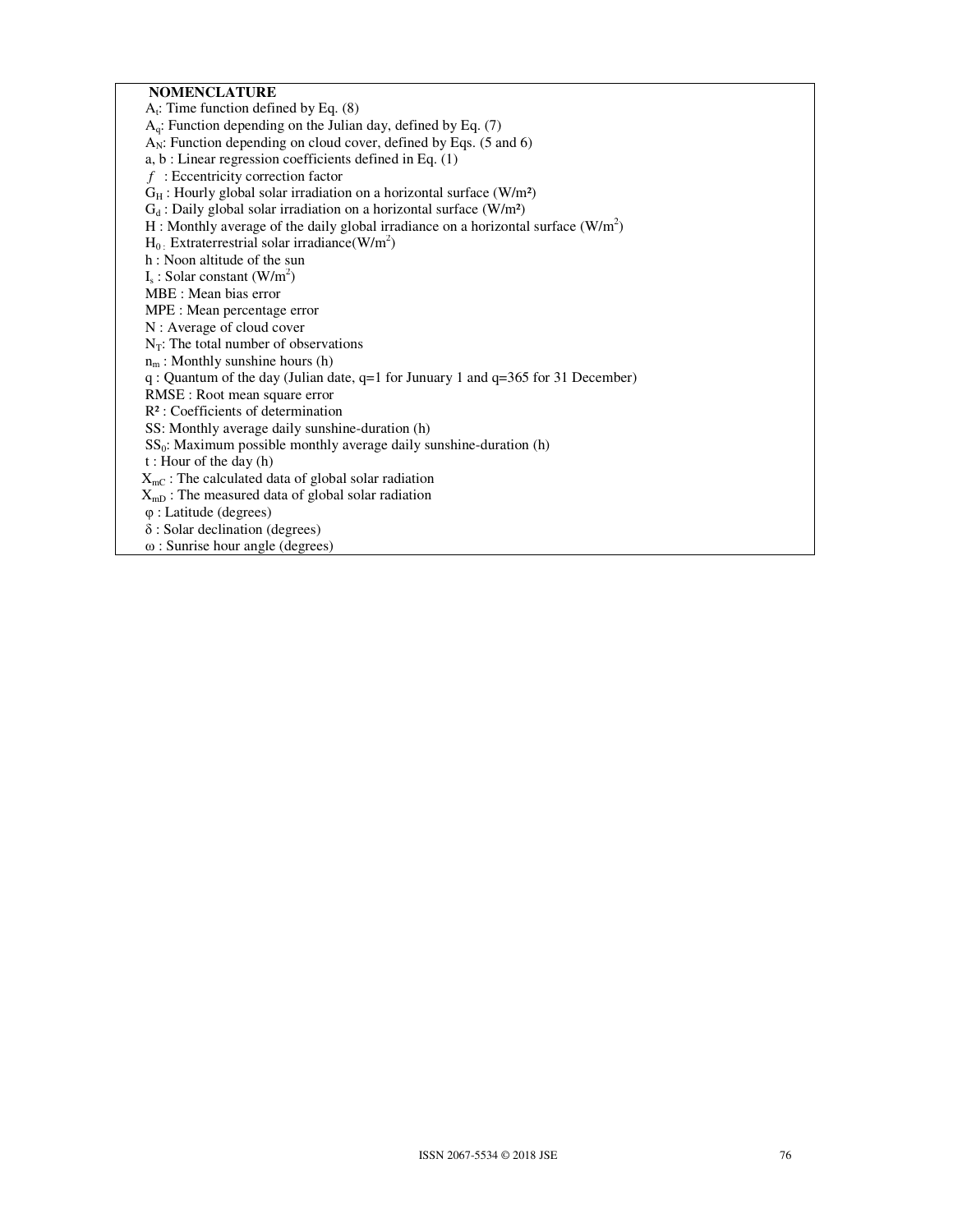**NOMENCLATURE**

$A_t$: Time function defined by Eq. (8)
$A_q$: Function depending on the Julian day, defined by Eq. (7)
$A_N$: Function depending on cloud cover, defined by Eqs. (5 and 6)
a, b : Linear regression coefficients defined in Eq. (1)
$f$ : Eccentricity correction factor
$G_H$ : Hourly global solar irradiation on a horizontal surface (W/m²)
$G_d$ : Daily global solar irradiation on a horizontal surface (W/m²)
H : Monthly average of the daily global irradiance on a horizontal surface (W/m$^2$)
$H_0$ : Extraterrestrial solar irradiance(W/m$^2$)
h : Noon altitude of the sun
$I_s$ : Solar constant (W/m$^2$)
MBE : Mean bias error
MPE : Mean percentage error
N : Average of cloud cover
$N_T$: The total number of observations
$n_m$ : Monthly sunshine hours (h)
q : Quantum of the day (Julian date, q=1 for January 1 and q=365 for 31 December)
RMSE : Root mean square error
$R^2$ : Coefficients of determination
SS: Monthly average daily sunshine-duration (h)
$SS_0$: Maximum possible monthly average daily sunshine-duration (h)
t : Hour of the day (h)
$X_{mC}$ : The calculated data of global solar radiation
$X_{mD}$ : The measured data of global solar radiation
$\varphi$ : Latitude (degrees)
$\delta$ : Solar declination (degrees)
$\omega$ : Sunrise hour angle (degrees)